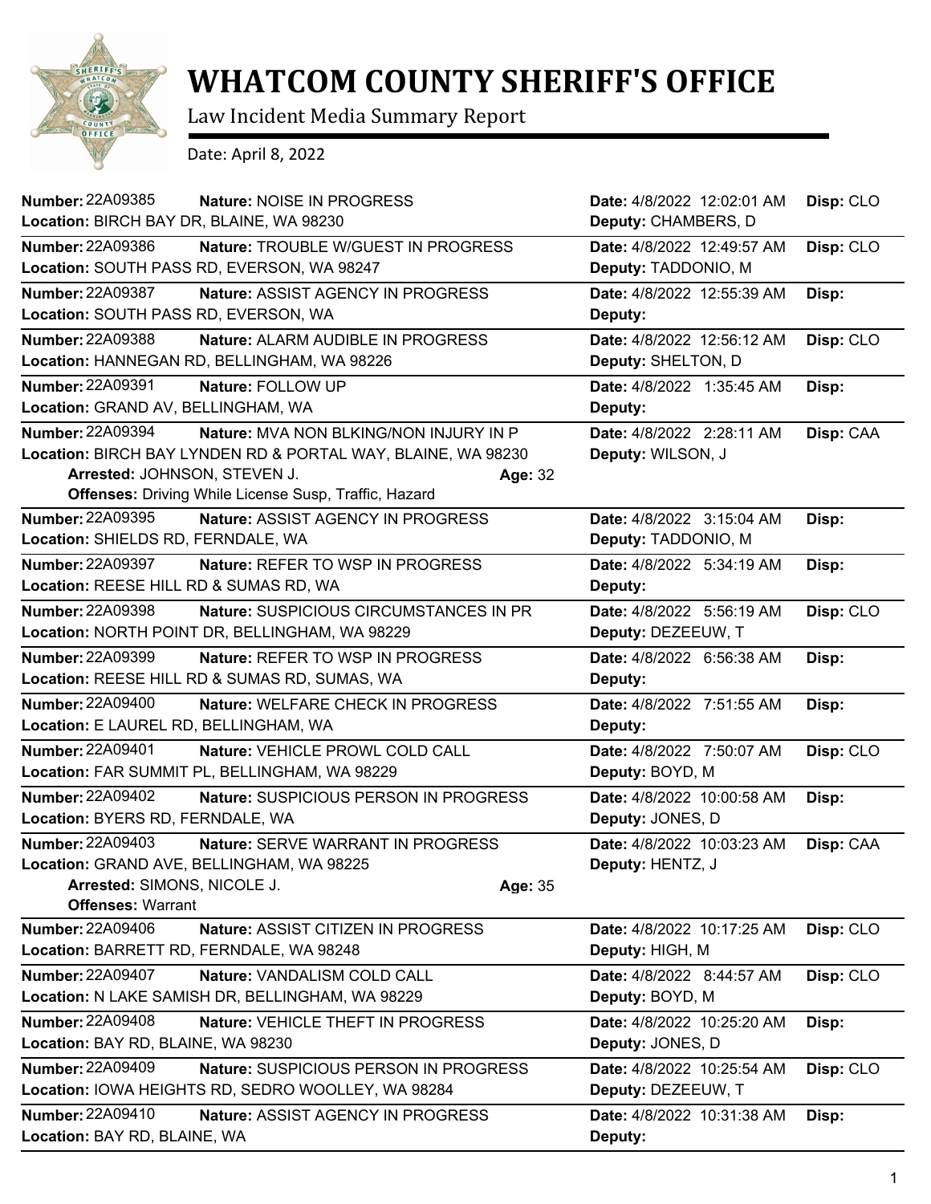# WHATCOM COUNTY SHERIFF'S OFFICE

Law Incident Media Summary Report

Date: April 8, 2022

**Number:** 22A09385 **Nature:** NOISE IN PROGRESS **Date:** 4/8/2022 12:02:01 AM **Disp:** CLO
**Location:** BIRCH BAY DR, BLAINE, WA 98230 **Deputy:** CHAMBERS, D

---

**Number:** 22A09386 **Nature:** TROUBLE W/GUEST IN PROGRESS **Date:** 4/8/2022 12:49:57 AM **Disp:** CLO
**Location:** SOUTH PASS RD, EVERSON, WA 98247 **Deputy:** TADDONIO, M

---

**Number:** 22A09387 **Nature:** ASSIST AGENCY IN PROGRESS **Date:** 4/8/2022 12:55:39 AM **Disp:**
**Location:** SOUTH PASS RD, EVERSON, WA **Deputy:**

---

**Number:** 22A09388 **Nature:** ALARM AUDIBLE IN PROGRESS **Date:** 4/8/2022 12:56:12 AM **Disp:** CLO
**Location:** HANNEGAN RD, BELLINGHAM, WA 98226 **Deputy:** SHELTON, D

---

**Number:** 22A09391 **Nature:** FOLLOW UP **Date:** 4/8/2022 1:35:45 AM **Disp:**
**Location:** GRAND AV, BELLINGHAM, WA **Deputy:**

---

**Number:** 22A09394 **Nature:** MVA NON BLKING/NON INJURY IN P **Date:** 4/8/2022 2:28:11 AM **Disp:** CAA
**Location:** BIRCH BAY LYNDEN RD & PORTAL WAY, BLAINE, WA 98230 **Deputy:** WILSON, J
**Arrested:** JOHNSON, STEVEN J. **Age:** 32
**Offenses:** Driving While License Susp, Traffic, Hazard

---

**Number:** 22A09395 **Nature:** ASSIST AGENCY IN PROGRESS **Date:** 4/8/2022 3:15:04 AM **Disp:**
**Location:** SHIELDS RD, FERNDALE, WA **Deputy:** TADDONIO, M

---

**Number:** 22A09397 **Nature:** REFER TO WSP IN PROGRESS **Date:** 4/8/2022 5:34:19 AM **Disp:**
**Location:** REESE HILL RD & SUMAS RD, WA **Deputy:**

---

**Number:** 22A09398 **Nature:** SUSPICIOUS CIRCUMSTANCES IN PR **Date:** 4/8/2022 5:56:19 AM **Disp:** CLO
**Location:** NORTH POINT DR, BELLINGHAM, WA 98229 **Deputy:** DEZEEUW, T

---

**Number:** 22A09399 **Nature:** REFER TO WSP IN PROGRESS **Date:** 4/8/2022 6:56:38 AM **Disp:**
**Location:** REESE HILL RD & SUMAS RD, SUMAS, WA **Deputy:**

---

**Number:** 22A09400 **Nature:** WELFARE CHECK IN PROGRESS **Date:** 4/8/2022 7:51:55 AM **Disp:**
**Location:** E LAUREL RD, BELLINGHAM, WA **Deputy:**

---

**Number:** 22A09401 **Nature:** VEHICLE PROWL COLD CALL **Date:** 4/8/2022 7:50:07 AM **Disp:** CLO
**Location:** FAR SUMMIT PL, BELLINGHAM, WA 98229 **Deputy:** BOYD, M

---

**Number:** 22A09402 **Nature:** SUSPICIOUS PERSON IN PROGRESS **Date:** 4/8/2022 10:00:58 AM **Disp:**
**Location:** BYERS RD, FERNDALE, WA **Deputy:** JONES, D

---

**Number:** 22A09403 **Nature:** SERVE WARRANT IN PROGRESS **Date:** 4/8/2022 10:03:23 AM **Disp:** CAA
**Location:** GRAND AVE, BELLINGHAM, WA 98225 **Deputy:** HENTZ, J
**Arrested:** SIMONS, NICOLE J. **Age:** 35
**Offenses:** Warrant

---

**Number:** 22A09406 **Nature:** ASSIST CITIZEN IN PROGRESS **Date:** 4/8/2022 10:17:25 AM **Disp:** CLO
**Location:** BARRETT RD, FERNDALE, WA 98248 **Deputy:** HIGH, M

---

**Number:** 22A09407 **Nature:** VANDALISM COLD CALL **Date:** 4/8/2022 8:44:57 AM **Disp:** CLO
**Location:** N LAKE SAMISH DR, BELLINGHAM, WA 98229 **Deputy:** BOYD, M

---

**Number:** 22A09408 **Nature:** VEHICLE THEFT IN PROGRESS **Date:** 4/8/2022 10:25:20 AM **Disp:**
**Location:** BAY RD, BLAINE, WA 98230 **Deputy:** JONES, D

---

**Number:** 22A09409 **Nature:** SUSPICIOUS PERSON IN PROGRESS **Date:** 4/8/2022 10:25:54 AM **Disp:** CLO
**Location:** IOWA HEIGHTS RD, SEDRO WOOLLEY, WA 98284 **Deputy:** DEZEEUW, T

---

**Number:** 22A09410 **Nature:** ASSIST AGENCY IN PROGRESS **Date:** 4/8/2022 10:31:38 AM **Disp:**
**Location:** BAY RD, BLAINE, WA **Deputy:**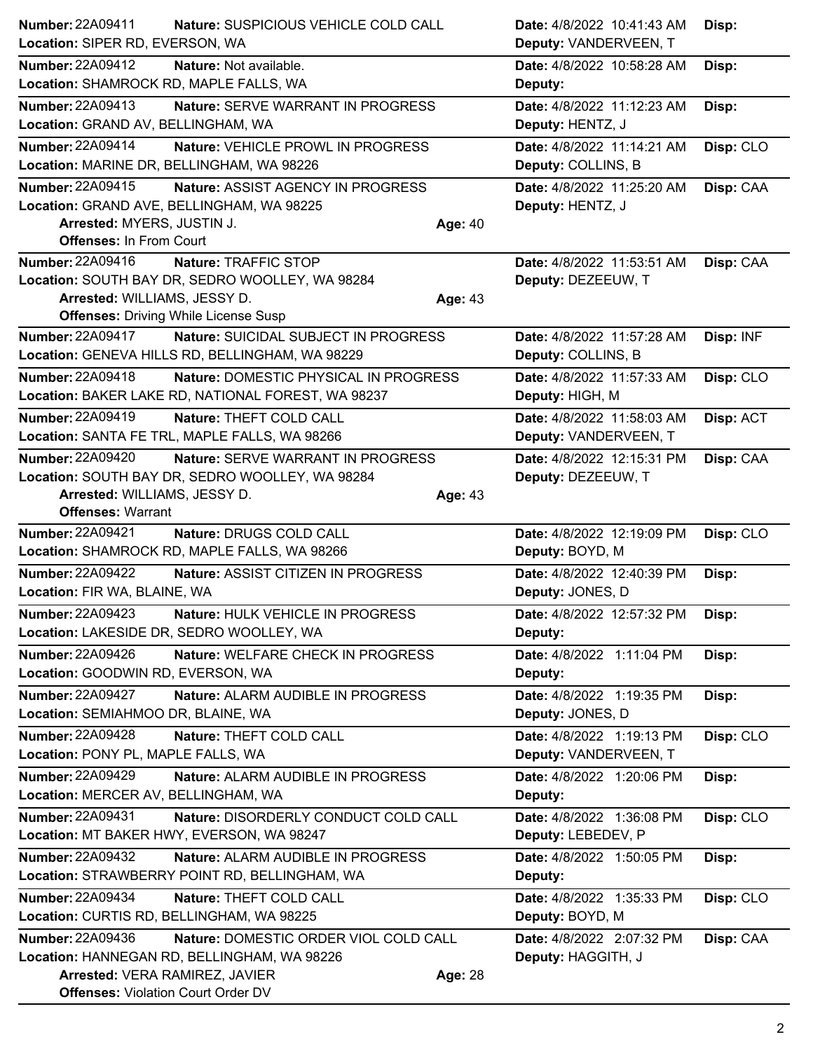**Number:** 22A09411 **Nature:** SUSPICIOUS VEHICLE COLD CALL **Date:** 4/8/2022 10:41:43 AM **Disp:**
**Location:** SIPER RD, EVERSON, WA **Deputy:** VANDERVEEN, T

---

**Number:** 22A09412 **Nature:** Not available. **Date:** 4/8/2022 10:58:28 AM **Disp:**
**Location:** SHAMROCK RD, MAPLE FALLS, WA **Deputy:**

---

**Number:** 22A09413 **Nature:** SERVE WARRANT IN PROGRESS **Date:** 4/8/2022 11:12:23 AM **Disp:**
**Location:** GRAND AV, BELLINGHAM, WA **Deputy:** HENTZ, J

---

**Number:** 22A09414 **Nature:** VEHICLE PROWL IN PROGRESS **Date:** 4/8/2022 11:14:21 AM **Disp:** CLO
**Location:** MARINE DR, BELLINGHAM, WA 98226 **Deputy:** COLLINS, B

---

**Number:** 22A09415 **Nature:** ASSIST AGENCY IN PROGRESS **Date:** 4/8/2022 11:25:20 AM **Disp:** CAA
**Location:** GRAND AVE, BELLINGHAM, WA 98225 **Deputy:** HENTZ, J
**Arrested:** MYERS, JUSTIN J. **Age:** 40
**Offenses:** In From Court

---

**Number:** 22A09416 **Nature:** TRAFFIC STOP **Date:** 4/8/2022 11:53:51 AM **Disp:** CAA
**Location:** SOUTH BAY DR, SEDRO WOOLLEY, WA 98284 **Deputy:** DEZEEUW, T
**Arrested:** WILLIAMS, JESSY D. **Age:** 43
**Offenses:** Driving While License Susp

---

**Number:** 22A09417 **Nature:** SUICIDAL SUBJECT IN PROGRESS **Date:** 4/8/2022 11:57:28 AM **Disp:** INF
**Location:** GENEVA HILLS RD, BELLINGHAM, WA 98229 **Deputy:** COLLINS, B

---

**Number:** 22A09418 **Nature:** DOMESTIC PHYSICAL IN PROGRESS **Date:** 4/8/2022 11:57:33 AM **Disp:** CLO
**Location:** BAKER LAKE RD, NATIONAL FOREST, WA 98237 **Deputy:** HIGH, M

---

**Number:** 22A09419 **Nature:** THEFT COLD CALL **Date:** 4/8/2022 11:58:03 AM **Disp:** ACT
**Location:** SANTA FE TRL, MAPLE FALLS, WA 98266 **Deputy:** VANDERVEEN, T

---

**Number:** 22A09420 **Nature:** SERVE WARRANT IN PROGRESS **Date:** 4/8/2022 12:15:31 PM **Disp:** CAA
**Location:** SOUTH BAY DR, SEDRO WOOLLEY, WA 98284 **Deputy:** DEZEEUW, T
**Arrested:** WILLIAMS, JESSY D. **Age:** 43
**Offenses:** Warrant

---

**Number:** 22A09421 **Nature:** DRUGS COLD CALL **Date:** 4/8/2022 12:19:09 PM **Disp:** CLO
**Location:** SHAMROCK RD, MAPLE FALLS, WA 98266 **Deputy:** BOYD, M

---

**Number:** 22A09422 **Nature:** ASSIST CITIZEN IN PROGRESS **Date:** 4/8/2022 12:40:39 PM **Disp:**
**Location:** FIR WA, BLAINE, WA **Deputy:** JONES, D

---

**Number:** 22A09423 **Nature:** HULK VEHICLE IN PROGRESS **Date:** 4/8/2022 12:57:32 PM **Disp:**
**Location:** LAKESIDE DR, SEDRO WOOLLEY, WA **Deputy:**

---

**Number:** 22A09426 **Nature:** WELFARE CHECK IN PROGRESS **Date:** 4/8/2022 1:11:04 PM **Disp:**
**Location:** GOODWIN RD, EVERSON, WA **Deputy:**

---

**Number:** 22A09427 **Nature:** ALARM AUDIBLE IN PROGRESS **Date:** 4/8/2022 1:19:35 PM **Disp:**
**Location:** SEMIAHMOO DR, BLAINE, WA **Deputy:** JONES, D

---

**Number:** 22A09428 **Nature:** THEFT COLD CALL **Date:** 4/8/2022 1:19:13 PM **Disp:** CLO
**Location:** PONY PL, MAPLE FALLS, WA **Deputy:** VANDERVEEN, T

---

**Number:** 22A09429 **Nature:** ALARM AUDIBLE IN PROGRESS **Date:** 4/8/2022 1:20:06 PM **Disp:**
**Location:** MERCER AV, BELLINGHAM, WA **Deputy:**

---

**Number:** 22A09431 **Nature:** DISORDERLY CONDUCT COLD CALL **Date:** 4/8/2022 1:36:08 PM **Disp:** CLO
**Location:** MT BAKER HWY, EVERSON, WA 98247 **Deputy:** LEBEDEV, P

---

**Number:** 22A09432 **Nature:** ALARM AUDIBLE IN PROGRESS **Date:** 4/8/2022 1:50:05 PM **Disp:**
**Location:** STRAWBERRY POINT RD, BELLINGHAM, WA **Deputy:**

---

**Number:** 22A09434 **Nature:** THEFT COLD CALL **Date:** 4/8/2022 1:35:33 PM **Disp:** CLO
**Location:** CURTIS RD, BELLINGHAM, WA 98225 **Deputy:** BOYD, M

---

**Number:** 22A09436 **Nature:** DOMESTIC ORDER VIOL COLD CALL **Date:** 4/8/2022 2:07:32 PM **Disp:** CAA
**Location:** HANNEGAN RD, BELLINGHAM, WA 98226 **Deputy:** HAGGITH, J
**Arrested:** VERA RAMIREZ, JAVIER **Age:** 28
**Offenses:** Violation Court Order DV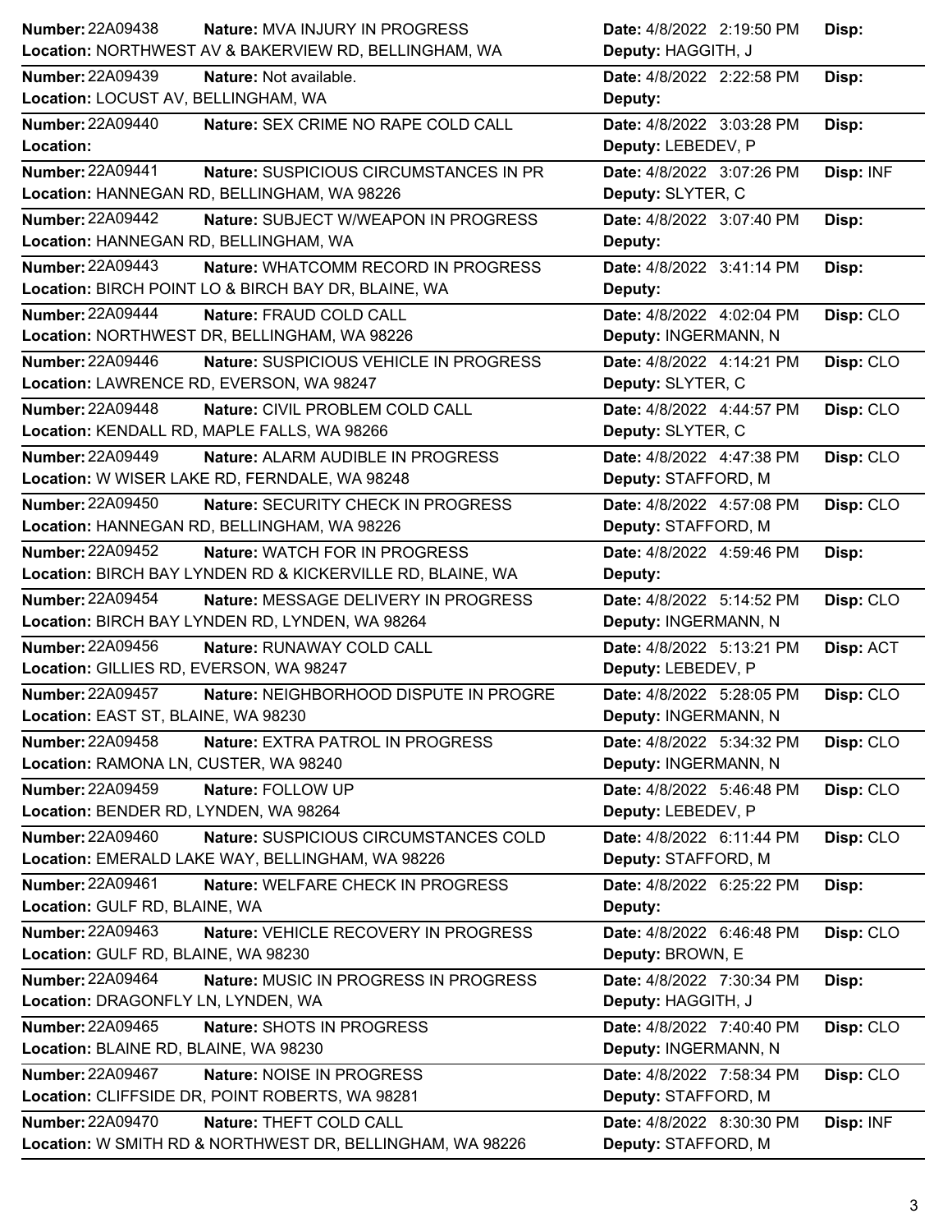**Number:** 22A09438 **Nature:** MVA INJURY IN PROGRESS **Date:** 4/8/2022 2:19:50 PM **Disp:**
**Location:** NORTHWEST AV & BAKERVIEW RD, BELLINGHAM, WA **Deputy:** HAGGITH, J

**Number:** 22A09439 **Nature:** Not available. **Date:** 4/8/2022 2:22:58 PM **Disp:**
**Location:** LOCUST AV, BELLINGHAM, WA **Deputy:**

**Number:** 22A09440 **Nature:** SEX CRIME NO RAPE COLD CALL **Date:** 4/8/2022 3:03:28 PM **Disp:**
**Location:** **Deputy:** LEBEDEV, P

**Number:** 22A09441 **Nature:** SUSPICIOUS CIRCUMSTANCES IN PR **Date:** 4/8/2022 3:07:26 PM **Disp:** INF
**Location:** HANNEGAN RD, BELLINGHAM, WA 98226 **Deputy:** SLYTER, C

**Number:** 22A09442 **Nature:** SUBJECT W/WEAPON IN PROGRESS **Date:** 4/8/2022 3:07:40 PM **Disp:**
**Location:** HANNEGAN RD, BELLINGHAM, WA **Deputy:**

**Number:** 22A09443 **Nature:** WHATCOMM RECORD IN PROGRESS **Date:** 4/8/2022 3:41:14 PM **Disp:**
**Location:** BIRCH POINT LO & BIRCH BAY DR, BLAINE, WA **Deputy:**

**Number:** 22A09444 **Nature:** FRAUD COLD CALL **Date:** 4/8/2022 4:02:04 PM **Disp:** CLO
**Location:** NORTHWEST DR, BELLINGHAM, WA 98226 **Deputy:** INGERMANN, N

**Number:** 22A09446 **Nature:** SUSPICIOUS VEHICLE IN PROGRESS **Date:** 4/8/2022 4:14:21 PM **Disp:** CLO
**Location:** LAWRENCE RD, EVERSON, WA 98247 **Deputy:** SLYTER, C

**Number:** 22A09448 **Nature:** CIVIL PROBLEM COLD CALL **Date:** 4/8/2022 4:44:57 PM **Disp:** CLO
**Location:** KENDALL RD, MAPLE FALLS, WA 98266 **Deputy:** SLYTER, C

**Number:** 22A09449 **Nature:** ALARM AUDIBLE IN PROGRESS **Date:** 4/8/2022 4:47:38 PM **Disp:** CLO
**Location:** W WISER LAKE RD, FERNDALE, WA 98248 **Deputy:** STAFFORD, M

**Number:** 22A09450 **Nature:** SECURITY CHECK IN PROGRESS **Date:** 4/8/2022 4:57:08 PM **Disp:** CLO
**Location:** HANNEGAN RD, BELLINGHAM, WA 98226 **Deputy:** STAFFORD, M

**Number:** 22A09452 **Nature:** WATCH FOR IN PROGRESS **Date:** 4/8/2022 4:59:46 PM **Disp:**
**Location:** BIRCH BAY LYNDEN RD & KICKERVILLE RD, BLAINE, WA **Deputy:**

**Number:** 22A09454 **Nature:** MESSAGE DELIVERY IN PROGRESS **Date:** 4/8/2022 5:14:52 PM **Disp:** CLO
**Location:** BIRCH BAY LYNDEN RD, LYNDEN, WA 98264 **Deputy:** INGERMANN, N

**Number:** 22A09456 **Nature:** RUNAWAY COLD CALL **Date:** 4/8/2022 5:13:21 PM **Disp:** ACT
**Location:** GILLIES RD, EVERSON, WA 98247 **Deputy:** LEBEDEV, P

**Number:** 22A09457 **Nature:** NEIGHBORHOOD DISPUTE IN PROGRE **Date:** 4/8/2022 5:28:05 PM **Disp:** CLO
**Location:** EAST ST, BLAINE, WA 98230 **Deputy:** INGERMANN, N

**Number:** 22A09458 **Nature:** EXTRA PATROL IN PROGRESS **Date:** 4/8/2022 5:34:32 PM **Disp:** CLO
**Location:** RAMONA LN, CUSTER, WA 98240 **Deputy:** INGERMANN, N

**Number:** 22A09459 **Nature:** FOLLOW UP **Date:** 4/8/2022 5:46:48 PM **Disp:** CLO
**Location:** BENDER RD, LYNDEN, WA 98264 **Deputy:** LEBEDEV, P

**Number:** 22A09460 **Nature:** SUSPICIOUS CIRCUMSTANCES COLD **Date:** 4/8/2022 6:11:44 PM **Disp:** CLO
**Location:** EMERALD LAKE WAY, BELLINGHAM, WA 98226 **Deputy:** STAFFORD, M

**Number:** 22A09461 **Nature:** WELFARE CHECK IN PROGRESS **Date:** 4/8/2022 6:25:22 PM **Disp:**
**Location:** GULF RD, BLAINE, WA **Deputy:**

**Number:** 22A09463 **Nature:** VEHICLE RECOVERY IN PROGRESS **Date:** 4/8/2022 6:46:48 PM **Disp:** CLO
**Location:** GULF RD, BLAINE, WA 98230 **Deputy:** BROWN, E

**Number:** 22A09464 **Nature:** MUSIC IN PROGRESS IN PROGRESS **Date:** 4/8/2022 7:30:34 PM **Disp:**
**Location:** DRAGONFLY LN, LYNDEN, WA **Deputy:** HAGGITH, J

**Number:** 22A09465 **Nature:** SHOTS IN PROGRESS **Date:** 4/8/2022 7:40:40 PM **Disp:** CLO
**Location:** BLAINE RD, BLAINE, WA 98230 **Deputy:** INGERMANN, N

**Number:** 22A09467 **Nature:** NOISE IN PROGRESS **Date:** 4/8/2022 7:58:34 PM **Disp:** CLO
**Location:** CLIFFSIDE DR, POINT ROBERTS, WA 98281 **Deputy:** STAFFORD, M

**Number:** 22A09470 **Nature:** THEFT COLD CALL **Date:** 4/8/2022 8:30:30 PM **Disp:** INF
**Location:** W SMITH RD & NORTHWEST DR, BELLINGHAM, WA 98226 **Deputy:** STAFFORD, M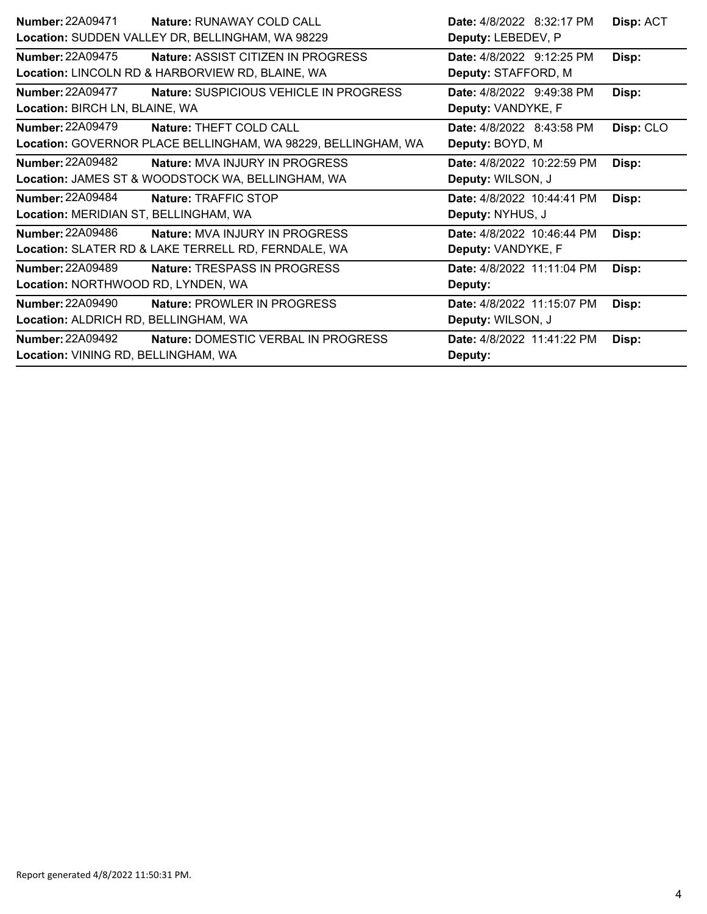| | | | |
|---|---|---|---|
| **Number:** 22A09471 | **Nature:** RUNAWAY COLD CALL | **Date:** 4/8/2022 8:32:17 PM | **Disp:** ACT |
| **Location:** SUDDEN VALLEY DR, BELLINGHAM, WA 98229 | | **Deputy:** LEBEDEV, P | |
| **Number:** 22A09475 | **Nature:** ASSIST CITIZEN IN PROGRESS | **Date:** 4/8/2022 9:12:25 PM | **Disp:** |
| **Location:** LINCOLN RD & HARBORVIEW RD, BLAINE, WA | | **Deputy:** STAFFORD, M | |
| **Number:** 22A09477 | **Nature:** SUSPICIOUS VEHICLE IN PROGRESS | **Date:** 4/8/2022 9:49:38 PM | **Disp:** |
| **Location:** BIRCH LN, BLAINE, WA | | **Deputy:** VANDYKE, F | |
| **Number:** 22A09479 | **Nature:** THEFT COLD CALL | **Date:** 4/8/2022 8:43:58 PM | **Disp:** CLO |
| **Location:** GOVERNOR PLACE BELLINGHAM, WA 98229, BELLINGHAM, WA | | **Deputy:** BOYD, M | |
| **Number:** 22A09482 | **Nature:** MVA INJURY IN PROGRESS | **Date:** 4/8/2022 10:22:59 PM | **Disp:** |
| **Location:** JAMES ST & WOODSTOCK WA, BELLINGHAM, WA | | **Deputy:** WILSON, J | |
| **Number:** 22A09484 | **Nature:** TRAFFIC STOP | **Date:** 4/8/2022 10:44:41 PM | **Disp:** |
| **Location:** MERIDIAN ST, BELLINGHAM, WA | | **Deputy:** NYHUS, J | |
| **Number:** 22A09486 | **Nature:** MVA INJURY IN PROGRESS | **Date:** 4/8/2022 10:46:44 PM | **Disp:** |
| **Location:** SLATER RD & LAKE TERRELL RD, FERNDALE, WA | | **Deputy:** VANDYKE, F | |
| **Number:** 22A09489 | **Nature:** TRESPASS IN PROGRESS | **Date:** 4/8/2022 11:11:04 PM | **Disp:** |
| **Location:** NORTHWOOD RD, LYNDEN, WA | | **Deputy:** | |
| **Number:** 22A09490 | **Nature:** PROWLER IN PROGRESS | **Date:** 4/8/2022 11:15:07 PM | **Disp:** |
| **Location:** ALDRICH RD, BELLINGHAM, WA | | **Deputy:** WILSON, J | |
| **Number:** 22A09492 | **Nature:** DOMESTIC VERBAL IN PROGRESS | **Date:** 4/8/2022 11:41:22 PM | **Disp:** |
| **Location:** VINING RD, BELLINGHAM, WA | | **Deputy:** | |

Report generated 4/8/2022 11:50:31 PM.